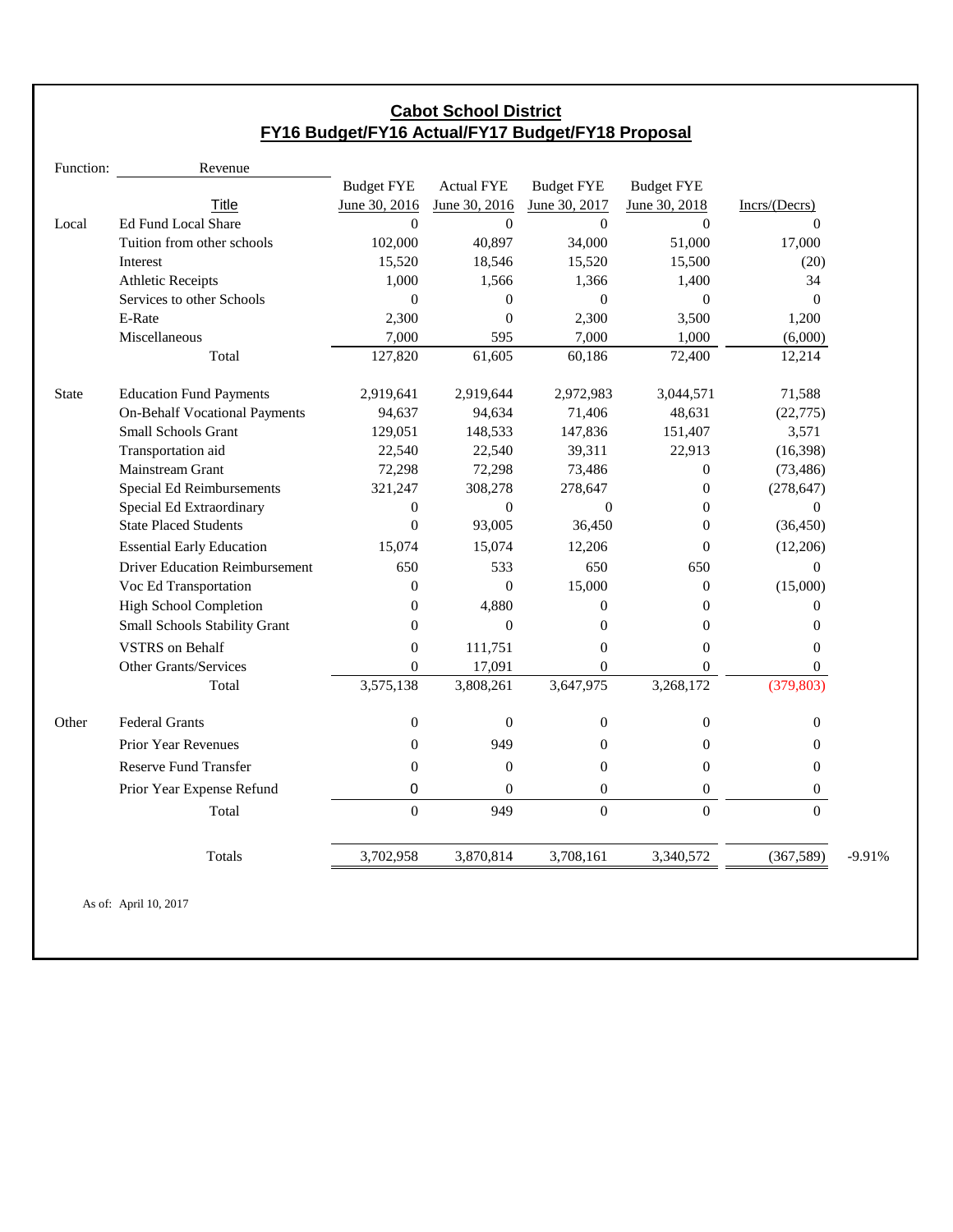# Cabot School District

## FY16 Budget/FY16 Actual/FY17 Budget/FY18 Proposal

| Function: | Revenue | | | | | | |
|---|---|---|---|---|---|---|---|
| | Title | Budget FYE June 30, 2016 | Actual FYE June 30, 2016 | Budget FYE June 30, 2017 | Budget FYE June 30, 2018 | Incrs/(Decrs) | |
| Local | Ed Fund Local Share | 0 | 0 | 0 | 0 | 0 | |
| | Tuition from other schools | 102,000 | 40,897 | 34,000 | 51,000 | 17,000 | |
| | Interest | 15,520 | 18,546 | 15,520 | 15,500 | (20) | |
| | Athletic Receipts | 1,000 | 1,566 | 1,366 | 1,400 | 34 | |
| | Services to other Schools | 0 | 0 | 0 | 0 | 0 | |
| | E-Rate | 2,300 | 0 | 2,300 | 3,500 | 1,200 | |
| | Miscellaneous | 7,000 | 595 | 7,000 | 1,000 | (6,000) | |
| | Total | 127,820 | 61,605 | 60,186 | 72,400 | 12,214 | |
| State | Education Fund Payments | 2,919,641 | 2,919,644 | 2,972,983 | 3,044,571 | 71,588 | |
| | On-Behalf Vocational Payments | 94,637 | 94,634 | 71,406 | 48,631 | (22,775) | |
| | Small Schools Grant | 129,051 | 148,533 | 147,836 | 151,407 | 3,571 | |
| | Transportation aid | 22,540 | 22,540 | 39,311 | 22,913 | (16,398) | |
| | Mainstream Grant | 72,298 | 72,298 | 73,486 | 0 | (73,486) | |
| | Special Ed Reimbursements | 321,247 | 308,278 | 278,647 | 0 | (278,647) | |
| | Special Ed Extraordinary | 0 | 0 | 0 | 0 | 0 | |
| | State Placed Students | 0 | 93,005 | 36,450 | 0 | (36,450) | |
| | Essential Early Education | 15,074 | 15,074 | 12,206 | 0 | (12,206) | |
| | Driver Education Reimbursement | 650 | 533 | 650 | 650 | 0 | |
| | Voc Ed Transportation | 0 | 0 | 15,000 | 0 | (15,000) | |
| | High School Completion | 0 | 4,880 | 0 | 0 | 0 | |
| | Small Schools Stability Grant | 0 | 0 | 0 | 0 | 0 | |
| | VSTRS on Behalf | 0 | 111,751 | 0 | 0 | 0 | |
| | Other Grants/Services | 0 | 17,091 | 0 | 0 | 0 | |
| | Total | 3,575,138 | 3,808,261 | 3,647,975 | 3,268,172 | (379,803) | |
| Other | Federal Grants | 0 | 0 | 0 | 0 | 0 | |
| | Prior Year Revenues | 0 | 949 | 0 | 0 | 0 | |
| | Reserve Fund Transfer | 0 | 0 | 0 | 0 | 0 | |
| | Prior Year Expense Refund | 0 | 0 | 0 | 0 | 0 | |
| | Total | 0 | 949 | 0 | 0 | 0 | |
| | Totals | 3,702,958 | 3,870,814 | 3,708,161 | 3,340,572 | (367,589) | -9.91% |

As of: April 10, 2017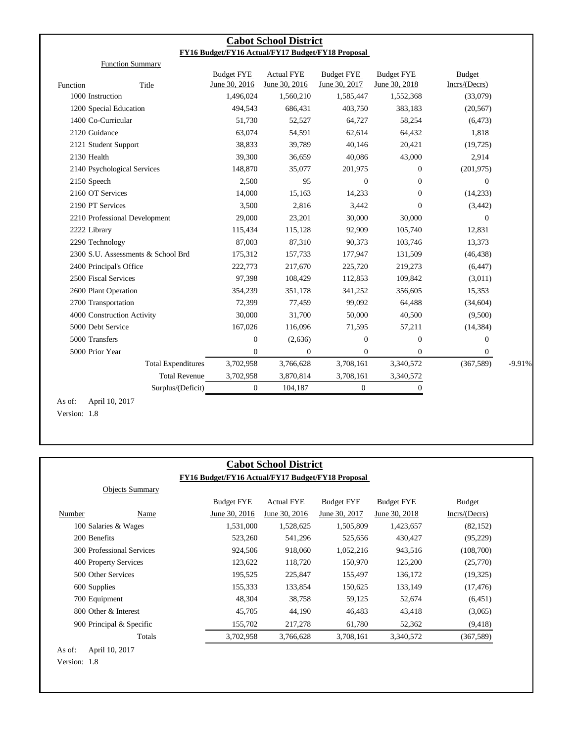## Cabot School District

### FY16 Budget/FY16 Actual/FY17 Budget/FY18 Proposal

Function Summary

| Function | Title | Budget FYE June 30, 2016 | Actual FYE June 30, 2016 | Budget FYE June 30, 2017 | Budget FYE June 30, 2018 | Budget Incrs/(Decrs) | |
|---|---|---|---|---|---|---|---|
| 1000 | Instruction | 1,496,024 | 1,560,210 | 1,585,447 | 1,552,368 | (33,079) | |
| 1200 | Special Education | 494,543 | 686,431 | 403,750 | 383,183 | (20,567) | |
| 1400 | Co-Curricular | 51,730 | 52,527 | 64,727 | 58,254 | (6,473) | |
| 2120 | Guidance | 63,074 | 54,591 | 62,614 | 64,432 | 1,818 | |
| 2121 | Student Support | 38,833 | 39,789 | 40,146 | 20,421 | (19,725) | |
| 2130 | Health | 39,300 | 36,659 | 40,086 | 43,000 | 2,914 | |
| 2140 | Psychological Services | 148,870 | 35,077 | 201,975 | 0 | (201,975) | |
| 2150 | Speech | 2,500 | 95 | 0 | 0 | 0 | |
| 2160 | OT Services | 14,000 | 15,163 | 14,233 | 0 | (14,233) | |
| 2190 | PT Services | 3,500 | 2,816 | 3,442 | 0 | (3,442) | |
| 2210 | Professional Development | 29,000 | 23,201 | 30,000 | 30,000 | 0 | |
| 2222 | Library | 115,434 | 115,128 | 92,909 | 105,740 | 12,831 | |
| 2290 | Technology | 87,003 | 87,310 | 90,373 | 103,746 | 13,373 | |
| 2300 | S.U. Assessments & School Brd | 175,312 | 157,733 | 177,947 | 131,509 | (46,438) | |
| 2400 | Principal's Office | 222,773 | 217,670 | 225,720 | 219,273 | (6,447) | |
| 2500 | Fiscal Services | 97,398 | 108,429 | 112,853 | 109,842 | (3,011) | |
| 2600 | Plant Operation | 354,239 | 351,178 | 341,252 | 356,605 | 15,353 | |
| 2700 | Transportation | 72,399 | 77,459 | 99,092 | 64,488 | (34,604) | |
| 4000 | Construction Activity | 30,000 | 31,700 | 50,000 | 40,500 | (9,500) | |
| 5000 | Debt Service | 167,026 | 116,096 | 71,595 | 57,211 | (14,384) | |
| 5000 | Transfers | 0 | (2,636) | 0 | 0 | 0 | |
| 5000 | Prior Year | 0 | 0 | 0 | 0 | 0 | |
| | Total Expenditures | 3,702,958 | 3,766,628 | 3,708,161 | 3,340,572 | (367,589) | -9.91% |
| | Total Revenue | 3,702,958 | 3,870,814 | 3,708,161 | 3,340,572 | | |
| | Surplus/(Deficit) | 0 | 104,187 | 0 | 0 | | |

As of: April 10, 2017

Version: 1.8

## Cabot School District

### FY16 Budget/FY16 Actual/FY17 Budget/FY18 Proposal

Objects Summary

| Number | Name | Budget FYE June 30, 2016 | Actual FYE June 30, 2016 | Budget FYE June 30, 2017 | Budget FYE June 30, 2018 | Budget Incrs/(Decrs) |
|---|---|---|---|---|---|---|
| 100 | Salaries & Wages | 1,531,000 | 1,528,625 | 1,505,809 | 1,423,657 | (82,152) |
| 200 | Benefits | 523,260 | 541,296 | 525,656 | 430,427 | (95,229) |
| 300 | Professional Services | 924,506 | 918,060 | 1,052,216 | 943,516 | (108,700) |
| 400 | Property Services | 123,622 | 118,720 | 150,970 | 125,200 | (25,770) |
| 500 | Other Services | 195,525 | 225,847 | 155,497 | 136,172 | (19,325) |
| 600 | Supplies | 155,333 | 133,854 | 150,625 | 133,149 | (17,476) |
| 700 | Equipment | 48,304 | 38,758 | 59,125 | 52,674 | (6,451) |
| 800 | Other & Interest | 45,705 | 44,190 | 46,483 | 43,418 | (3,065) |
| 900 | Principal & Specific | 155,702 | 217,278 | 61,780 | 52,362 | (9,418) |
| | Totals | 3,702,958 | 3,766,628 | 3,708,161 | 3,340,572 | (367,589) |

As of: April 10, 2017

Version: 1.8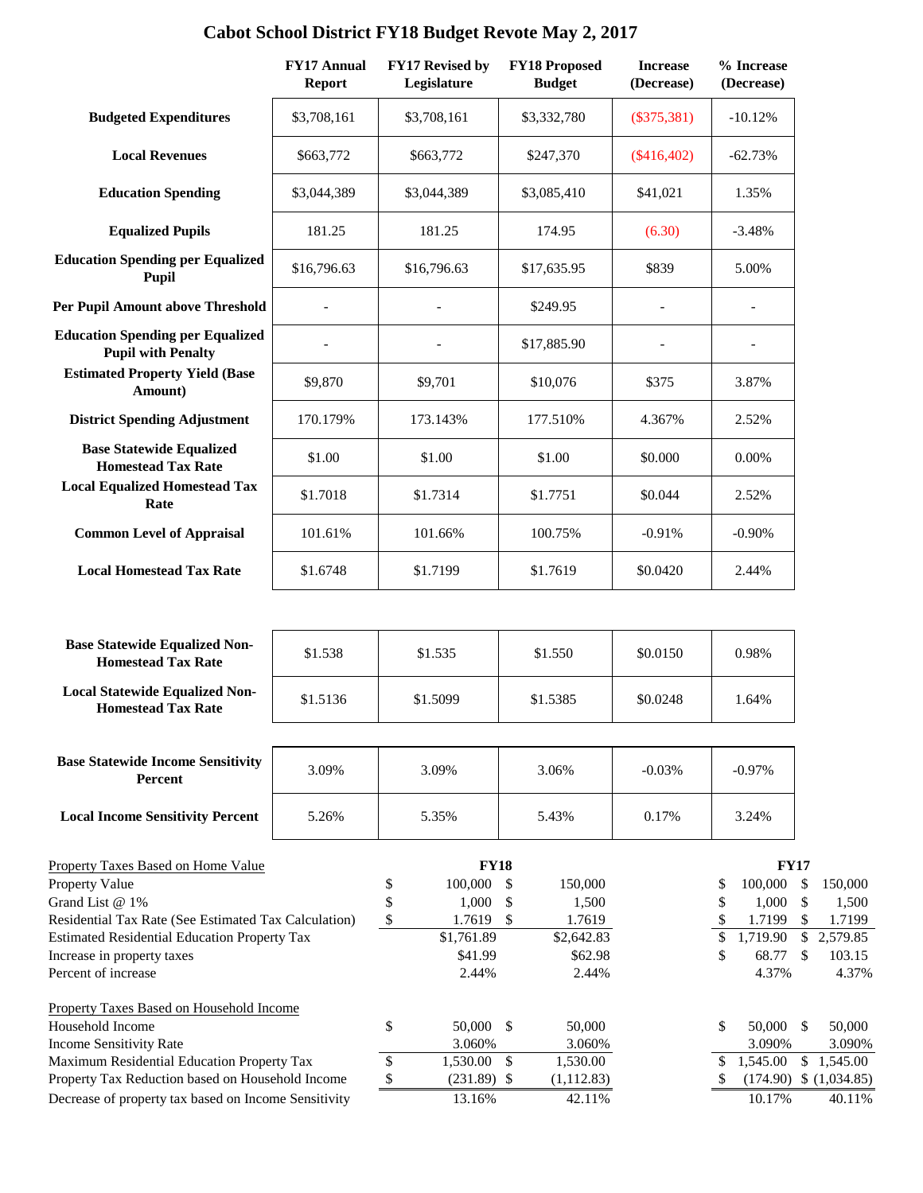# Cabot School District FY18 Budget Revote May 2, 2017

| | FY17 Annual Report | FY17 Revised by Legislature | FY18 Proposed Budget | Increase (Decrease) | % Increase (Decrease) |
|---|---|---|---|---|---|
| **Budgeted Expenditures** | $3,708,161 | $3,708,161 | $3,332,780 | ($375,381) | -10.12% |
| **Local Revenues** | $663,772 | $663,772 | $247,370 | ($416,402) | -62.73% |
| **Education Spending** | $3,044,389 | $3,044,389 | $3,085,410 | $41,021 | 1.35% |
| **Equalized Pupils** | 181.25 | 181.25 | 174.95 | (6.30) | -3.48% |
| **Education Spending per Equalized Pupil** | $16,796.63 | $16,796.63 | $17,635.95 | $839 | 5.00% |
| **Per Pupil Amount above Threshold** | - | - | $249.95 | - | - |
| **Education Spending per Equalized Pupil with Penalty** | - | - | $17,885.90 | - | - |
| **Estimated Property Yield (Base Amount)** | $9,870 | $9,701 | $10,076 | $375 | 3.87% |
| **District Spending Adjustment** | 170.179% | 173.143% | 177.510% | 4.367% | 2.52% |
| **Base Statewide Equalized Homestead Tax Rate** | $1.00 | $1.00 | $1.00 | $0.000 | 0.00% |
| **Local Equalized Homestead Tax Rate** | $1.7018 | $1.7314 | $1.7751 | $0.044 | 2.52% |
| **Common Level of Appraisal** | 101.61% | 101.66% | 100.75% | -0.91% | -0.90% |
| **Local Homestead Tax Rate** | $1.6748 | $1.7199 | $1.7619 | $0.0420 | 2.44% |

| | | | | | |
|---|---|---|---|---|---|
| **Base Statewide Equalized Non-Homestead Tax Rate** | $1.538 | $1.535 | $1.550 | $0.0150 | 0.98% |
| **Local Statewide Equalized Non-Homestead Tax Rate** | $1.5136 | $1.5099 | $1.5385 | $0.0248 | 1.64% |

| | | | | | |
|---|---|---|---|---|---|
| **Base Statewide Income Sensitivity Percent** | 3.09% | 3.09% | 3.06% | -0.03% | -0.97% |
| **Local Income Sensitivity Percent** | 5.26% | 5.35% | 5.43% | 0.17% | 3.24% |

| Property Taxes Based on Home Value | FY18 | | FY17 | |
|---|---|---|---|---|
| Property Value | $ 100,000 | $ 150,000 | $ 100,000 | $ 150,000 |
| Grand List @ 1% | $ 1,000 | $ 1,500 | $ 1,000 | $ 1,500 |
| Residential Tax Rate (See Estimated Tax Calculation) | $ 1.7619 | $ 1.7619 | $ 1.7199 | $ 1.7199 |
| Estimated Residential Education Property Tax | $1,761.89 | $2,642.83 | $ 1,719.90 | $ 2,579.85 |
| Increase in property taxes | $41.99 | $62.98 | $ 68.77 | $ 103.15 |
| Percent of increase | 2.44% | 2.44% | 4.37% | 4.37% |

| Property Taxes Based on Household Income | FY18 | | FY17 | |
|---|---|---|---|---|
| Household Income | $ 50,000 | $ 50,000 | $ 50,000 | $ 50,000 |
| Income Sensitivity Rate | 3.060% | 3.060% | 3.090% | 3.090% |
| Maximum Residential Education Property Tax | $ 1,530.00 | $ 1,530.00 | $ 1,545.00 | $ 1,545.00 |
| Property Tax Reduction based on Household Income | $ (231.89) | $ (1,112.83) | $ (174.90) | $ (1,034.85) |
| Decrease of property tax based on Income Sensitivity | 13.16% | 42.11% | 10.17% | 40.11% |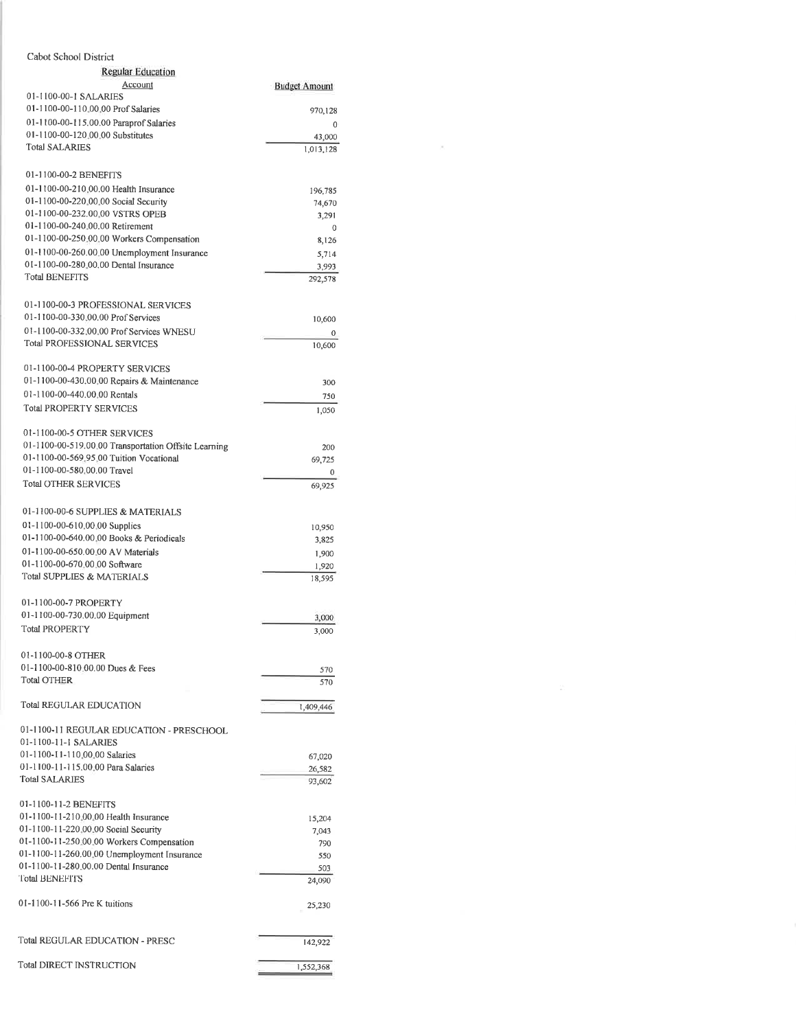Cabot School District

**Regular Education**

| Account | Budget Amount |
|---|---|
| 01-1100-00-1 SALARIES | |
| 01-1100-00-110.00.00 Prof Salaries | 970,128 |
| 01-1100-00-115.00.00 Paraprof Salaries | 0 |
| 01-1100-00-120.00.00 Substitutes | 43,000 |
| Total SALARIES | 1,013,128 |
| | |
| 01-1100-00-2 BENEFITS | |
| 01-1100-00-210.00.00 Health Insurance | 196,785 |
| 01-1100-00-220.00.00 Social Security | 74,670 |
| 01-1100-00-232.00.00 VSTRS OPEB | 3,291 |
| 01-1100-00-240.00.00 Retirement | 0 |
| 01-1100-00-250.00.00 Workers Compensation | 8,126 |
| 01-1100-00-260.00.00 Unemployment Insurance | 5,714 |
| 01-1100-00-280.00.00 Dental Insurance | 3,993 |
| Total BENEFITS | 292,578 |
| | |
| 01-1100-00-3 PROFESSIONAL SERVICES | |
| 01-1100-00-330.00.00 Prof Services | 10,600 |
| 01-1100-00-332.00.00 Prof Services WNESU | 0 |
| Total PROFESSIONAL SERVICES | 10,600 |
| | |
| 01-1100-00-4 PROPERTY SERVICES | |
| 01-1100-00-430.00.00 Repairs & Maintenance | 300 |
| 01-1100-00-440.00.00 Rentals | 750 |
| Total PROPERTY SERVICES | 1,050 |
| | |
| 01-1100-00-5 OTHER SERVICES | |
| 01-1100-00-519.00.00 Transportation Offsite Learning | 200 |
| 01-1100-00-569.95.00 Tuition Vocational | 69,725 |
| 01-1100-00-580.00.00 Travel | 0 |
| Total OTHER SERVICES | 69,925 |
| | |
| 01-1100-00-6 SUPPLIES & MATERIALS | |
| 01-1100-00-610.00.00 Supplies | 10,950 |
| 01-1100-00-640.00.00 Books & Periodicals | 3,825 |
| 01-1100-00-650.00.00 AV Materials | 1,900 |
| 01-1100-00-670.00.00 Software | 1,920 |
| Total SUPPLIES & MATERIALS | 18,595 |
| | |
| 01-1100-00-7 PROPERTY | |
| 01-1100-00-730.00.00 Equipment | 3,000 |
| Total PROPERTY | 3,000 |
| | |
| 01-1100-00-8 OTHER | |
| 01-1100-00-810.00.00 Dues & Fees | 570 |
| Total OTHER | 570 |
| | |
| Total REGULAR EDUCATION | 1,409,446 |
| | |
| 01-1100-11 REGULAR EDUCATION - PRESCHOOL | |
| 01-1100-11-1 SALARIES | |
| 01-1100-11-110.00.00 Salaries | 67,020 |
| 01-1100-11-115.00.00 Para Salaries | 26,582 |
| Total SALARIES | 93,602 |
| | |
| 01-1100-11-2 BENEFITS | |
| 01-1100-11-210.00.00 Health Insurance | 15,204 |
| 01-1100-11-220.00.00 Social Security | 7,043 |
| 01-1100-11-250.00.00 Workers Compensation | 790 |
| 01-1100-11-260.00.00 Unemployment Insurance | 550 |
| 01-1100-11-280.00.00 Dental Insurance | 503 |
| Total BENEFITS | 24,090 |
| | |
| 01-1100-11-566 Pre K tuitions | 25,230 |
| | |
| Total REGULAR EDUCATION - PRESC | 142,922 |
| | |
| Total DIRECT INSTRUCTION | 1,552,368 |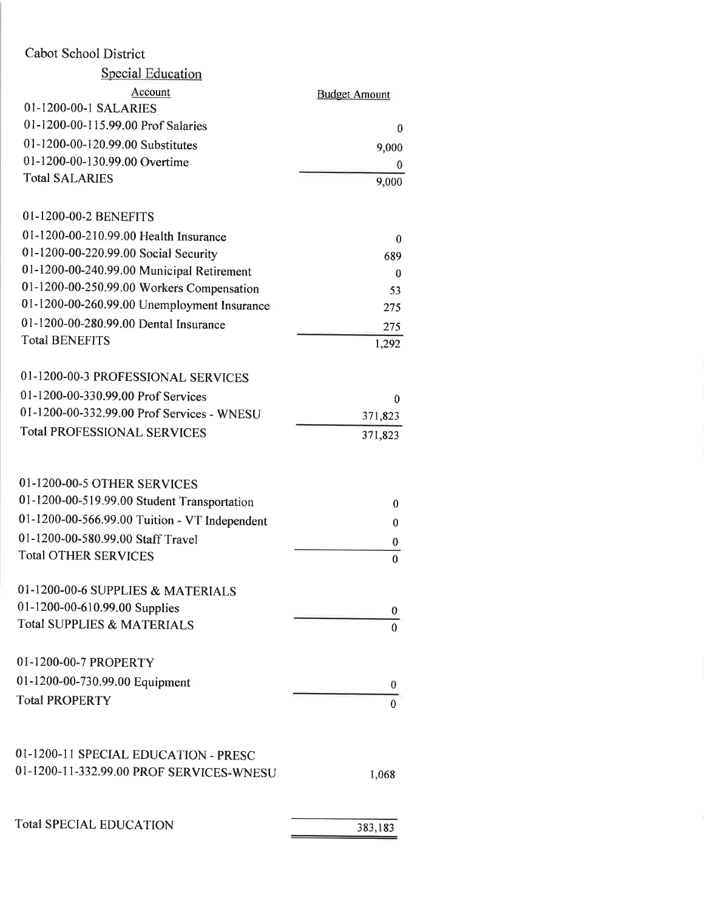Cabot School District

Special Education

| Account | Budget Amount |
| --- | --- |
| 01-1200-00-1 SALARIES | |
| 01-1200-00-115.99.00 Prof Salaries | 0 |
| 01-1200-00-120.99.00 Substitutes | 9,000 |
| 01-1200-00-130.99.00 Overtime | 0 |
| Total SALARIES | 9,000 |
| | |
| 01-1200-00-2 BENEFITS | |
| 01-1200-00-210.99.00 Health Insurance | 0 |
| 01-1200-00-220.99.00 Social Security | 689 |
| 01-1200-00-240.99.00 Municipal Retirement | 0 |
| 01-1200-00-250.99.00 Workers Compensation | 53 |
| 01-1200-00-260.99.00 Unemployment Insurance | 275 |
| 01-1200-00-280.99.00 Dental Insurance | 275 |
| Total BENEFITS | 1,292 |
| | |
| 01-1200-00-3 PROFESSIONAL SERVICES | |
| 01-1200-00-330.99.00 Prof Services | 0 |
| 01-1200-00-332.99.00 Prof Services - WNESU | 371,823 |
| Total PROFESSIONAL SERVICES | 371,823 |
| | |
| 01-1200-00-5 OTHER SERVICES | |
| 01-1200-00-519.99.00 Student Transportation | 0 |
| 01-1200-00-566.99.00 Tuition - VT Independent | 0 |
| 01-1200-00-580.99.00 Staff Travel | 0 |
| Total OTHER SERVICES | 0 |
| | |
| 01-1200-00-6 SUPPLIES & MATERIALS | |
| 01-1200-00-610.99.00 Supplies | 0 |
| Total SUPPLIES & MATERIALS | 0 |
| | |
| 01-1200-00-7 PROPERTY | |
| 01-1200-00-730.99.00 Equipment | 0 |
| Total PROPERTY | 0 |
| | |
| 01-1200-11 SPECIAL EDUCATION - PRESC | |
| 01-1200-11-332.99.00 PROF SERVICES-WNESU | 1,068 |
| | |
| Total SPECIAL EDUCATION | 383,183 |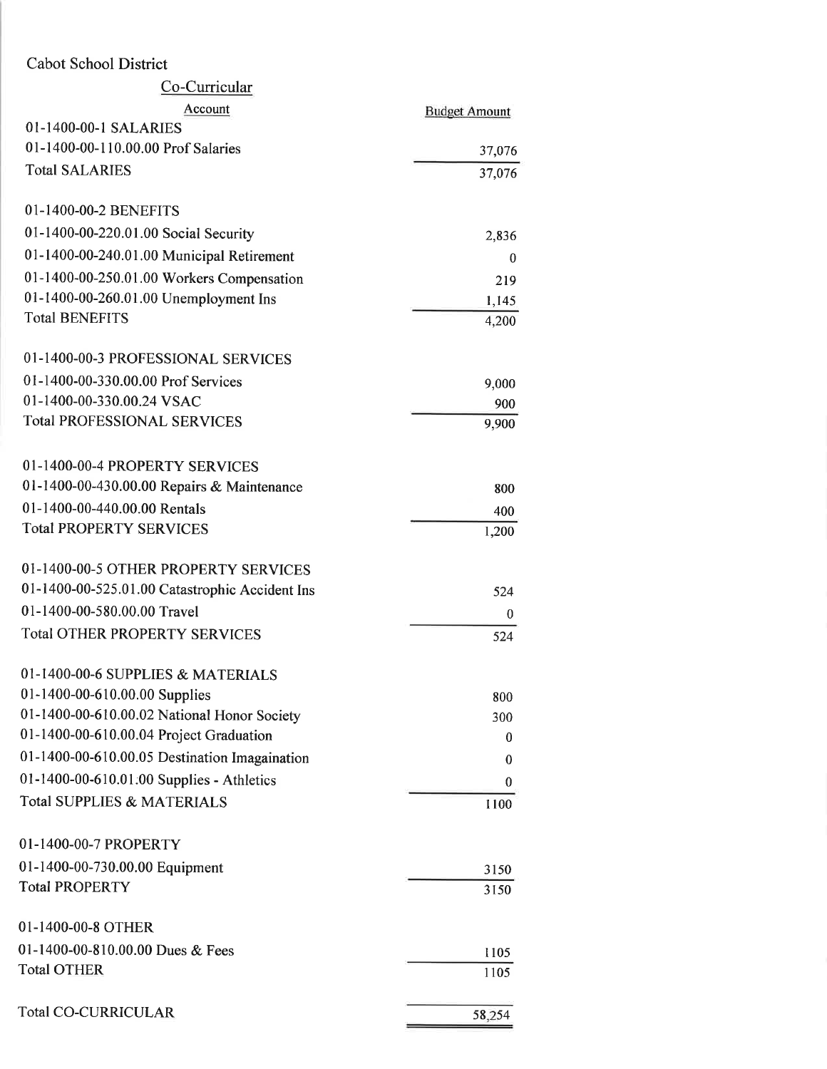Cabot School District

Co-Curricular

| Account | Budget Amount |
|---|---|
| 01-1400-00-1 SALARIES | |
| 01-1400-00-110.00.00 Prof Salaries | 37,076 |
| Total SALARIES | 37,076 |
| | |
| 01-1400-00-2 BENEFITS | |
| 01-1400-00-220.01.00 Social Security | 2,836 |
| 01-1400-00-240.01.00 Municipal Retirement | 0 |
| 01-1400-00-250.01.00 Workers Compensation | 219 |
| 01-1400-00-260.01.00 Unemployment Ins | 1,145 |
| Total BENEFITS | 4,200 |
| | |
| 01-1400-00-3 PROFESSIONAL SERVICES | |
| 01-1400-00-330.00.00 Prof Services | 9,000 |
| 01-1400-00-330.00.24 VSAC | 900 |
| Total PROFESSIONAL SERVICES | 9,900 |
| | |
| 01-1400-00-4 PROPERTY SERVICES | |
| 01-1400-00-430.00.00 Repairs & Maintenance | 800 |
| 01-1400-00-440.00.00 Rentals | 400 |
| Total PROPERTY SERVICES | 1,200 |
| | |
| 01-1400-00-5 OTHER PROPERTY SERVICES | |
| 01-1400-00-525.01.00 Catastrophic Accident Ins | 524 |
| 01-1400-00-580.00.00 Travel | 0 |
| Total OTHER PROPERTY SERVICES | 524 |
| | |
| 01-1400-00-6 SUPPLIES & MATERIALS | |
| 01-1400-00-610.00.00 Supplies | 800 |
| 01-1400-00-610.00.02 National Honor Society | 300 |
| 01-1400-00-610.00.04 Project Graduation | 0 |
| 01-1400-00-610.00.05 Destination Imagaination | 0 |
| 01-1400-00-610.01.00 Supplies - Athletics | 0 |
| Total SUPPLIES & MATERIALS | 1100 |
| | |
| 01-1400-00-7 PROPERTY | |
| 01-1400-00-730.00.00 Equipment | 3150 |
| Total PROPERTY | 3150 |
| | |
| 01-1400-00-8 OTHER | |
| 01-1400-00-810.00.00 Dues & Fees | 1105 |
| Total OTHER | 1105 |
| | |
| Total CO-CURRICULAR | 58,254 |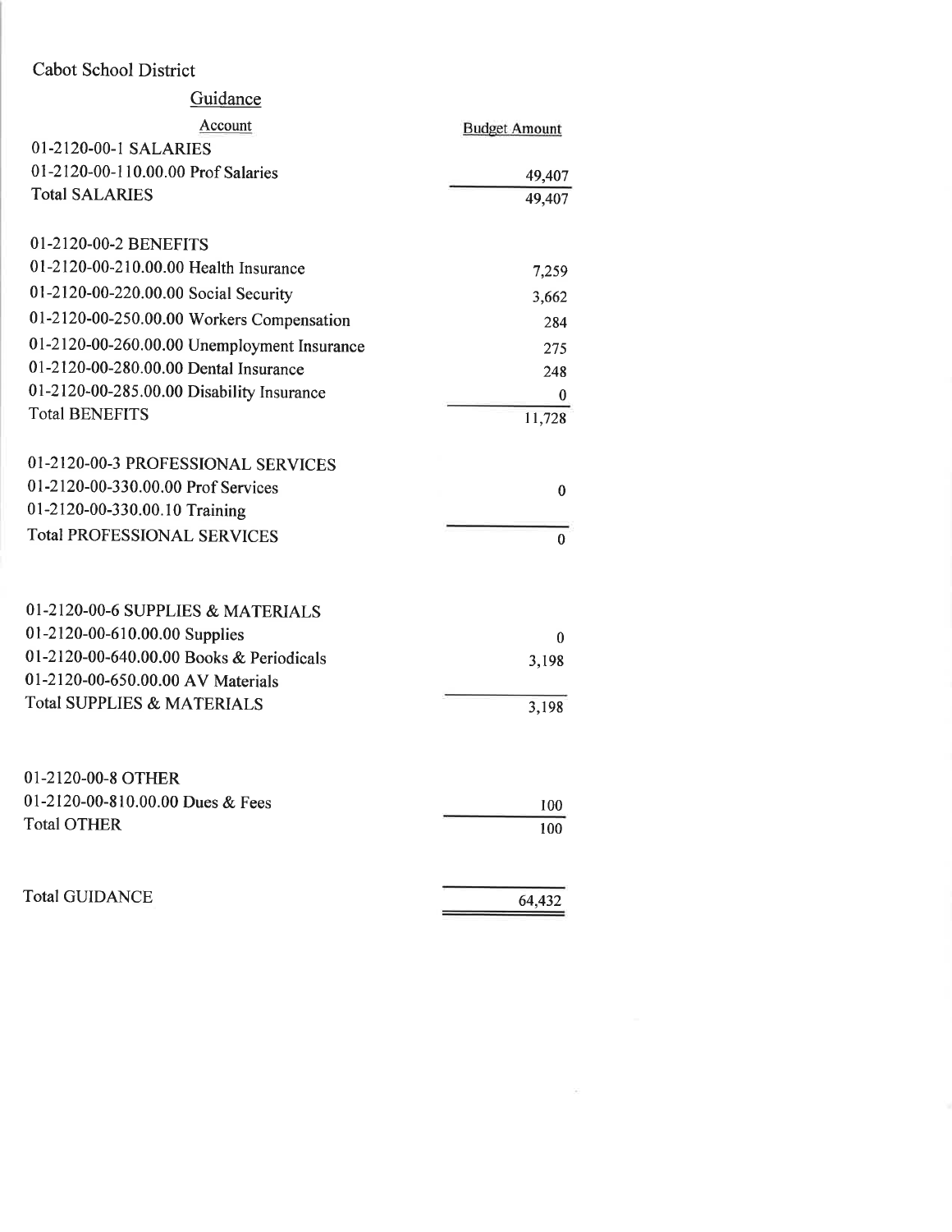Cabot School District

## Guidance

| Account | Budget Amount |
|---|---|
| 01-2120-00-1 SALARIES | |
| 01-2120-00-110.00.00 Prof Salaries | 49,407 |
| Total SALARIES | 49,407 |
| | |
| 01-2120-00-2 BENEFITS | |
| 01-2120-00-210.00.00 Health Insurance | 7,259 |
| 01-2120-00-220.00.00 Social Security | 3,662 |
| 01-2120-00-250.00.00 Workers Compensation | 284 |
| 01-2120-00-260.00.00 Unemployment Insurance | 275 |
| 01-2120-00-280.00.00 Dental Insurance | 248 |
| 01-2120-00-285.00.00 Disability Insurance | 0 |
| Total BENEFITS | 11,728 |
| | |
| 01-2120-00-3 PROFESSIONAL SERVICES | |
| 01-2120-00-330.00.00 Prof Services | 0 |
| 01-2120-00-330.00.10 Training | |
| Total PROFESSIONAL SERVICES | 0 |
| | |
| 01-2120-00-6 SUPPLIES & MATERIALS | |
| 01-2120-00-610.00.00 Supplies | 0 |
| 01-2120-00-640.00.00 Books & Periodicals | 3,198 |
| 01-2120-00-650.00.00 AV Materials | |
| Total SUPPLIES & MATERIALS | 3,198 |
| | |
| 01-2120-00-8 OTHER | |
| 01-2120-00-810.00.00 Dues & Fees | 100 |
| Total OTHER | 100 |
| | |
| Total GUIDANCE | 64,432 |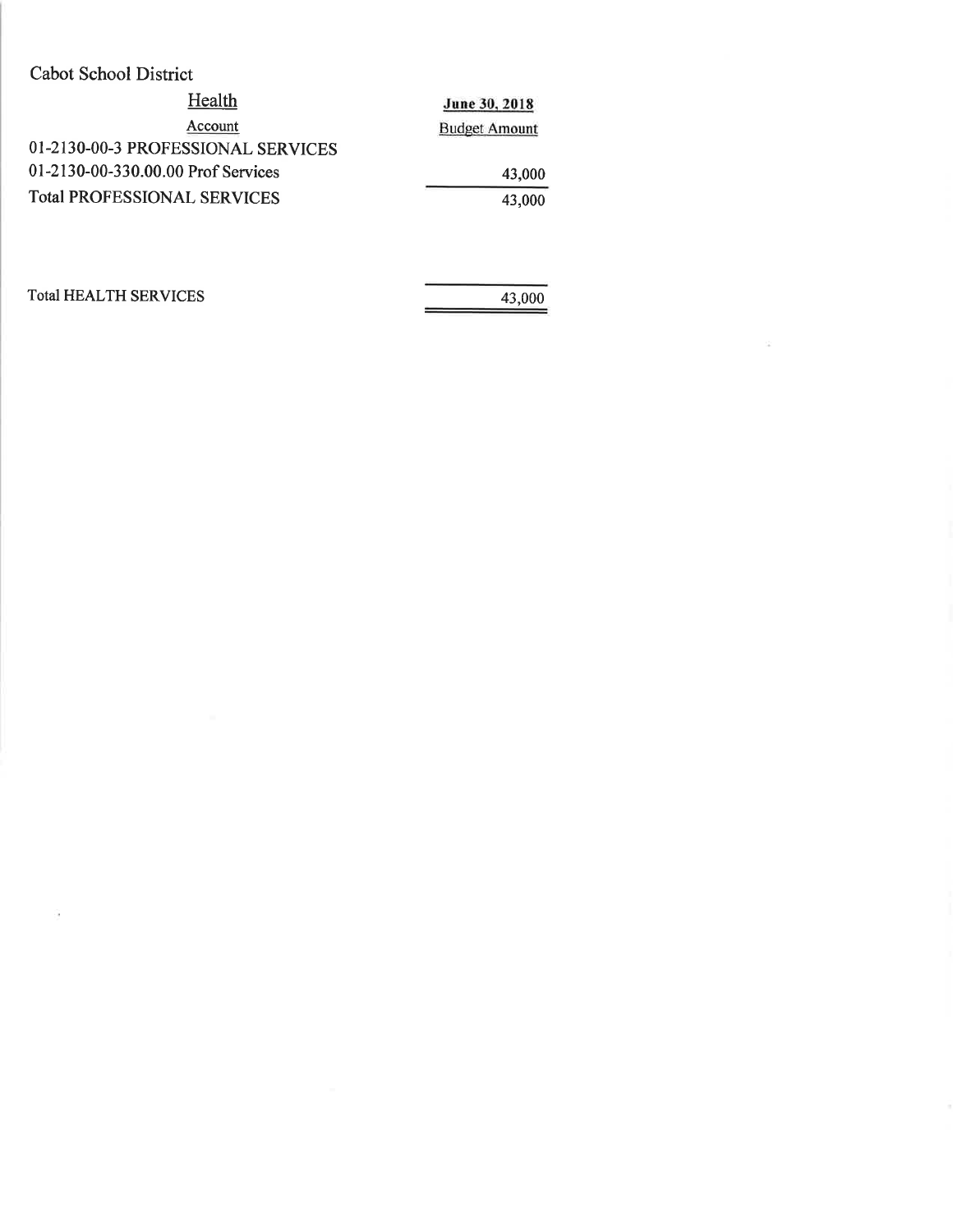Cabot School District

| Health<br>Account | June 30, 2018<br>Budget Amount |
|---|---|
| 01-2130-00-3 PROFESSIONAL SERVICES | |
| 01-2130-00-330.00.00 Prof Services | 43,000 |
| Total PROFESSIONAL SERVICES | 43,000 |
| | |
| Total HEALTH SERVICES | 43,000 |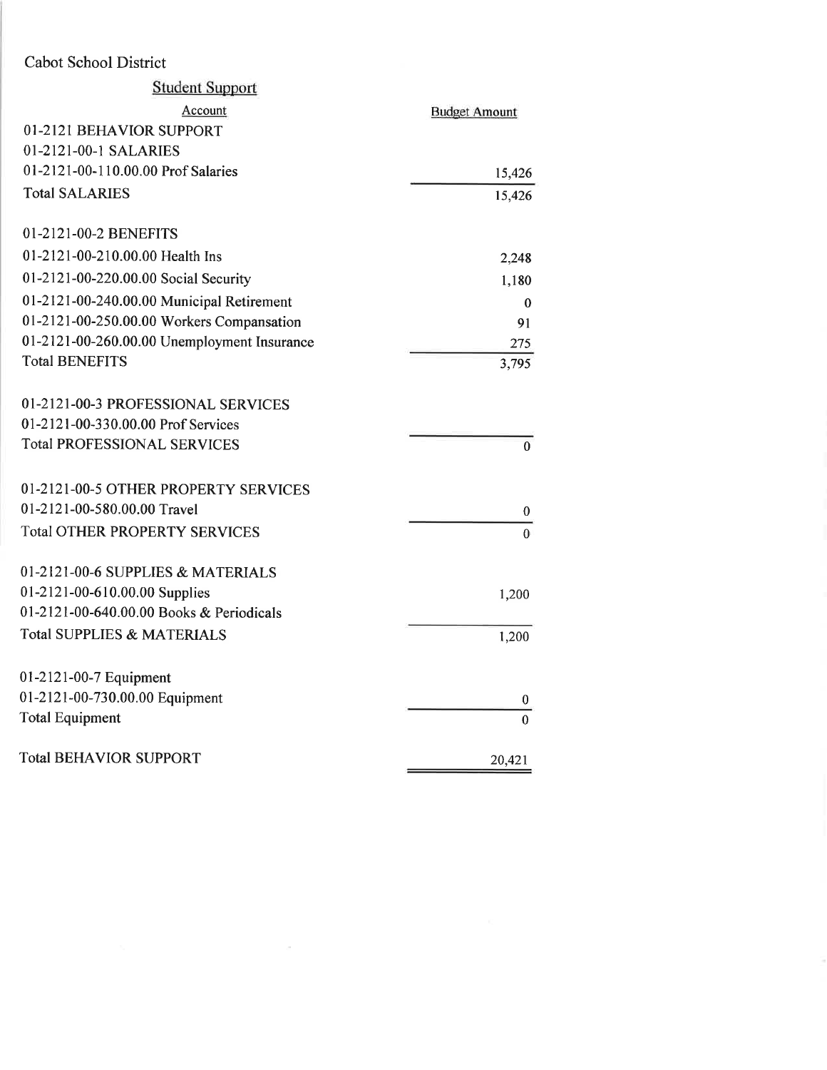Cabot School District

## Student Support

| Account | Budget Amount |
| --- | --- |
| 01-2121 BEHAVIOR SUPPORT | |
| 01-2121-00-1 SALARIES | |
| 01-2121-00-110.00.00 Prof Salaries | 15,426 |
| Total SALARIES | 15,426 |
| | |
| 01-2121-00-2 BENEFITS | |
| 01-2121-00-210.00.00 Health Ins | 2,248 |
| 01-2121-00-220.00.00 Social Security | 1,180 |
| 01-2121-00-240.00.00 Municipal Retirement | 0 |
| 01-2121-00-250.00.00 Workers Compansation | 91 |
| 01-2121-00-260.00.00 Unemployment Insurance | 275 |
| Total BENEFITS | 3,795 |
| | |
| 01-2121-00-3 PROFESSIONAL SERVICES | |
| 01-2121-00-330.00.00 Prof Services | |
| Total PROFESSIONAL SERVICES | 0 |
| | |
| 01-2121-00-5 OTHER PROPERTY SERVICES | |
| 01-2121-00-580.00.00 Travel | 0 |
| Total OTHER PROPERTY SERVICES | 0 |
| | |
| 01-2121-00-6 SUPPLIES & MATERIALS | |
| 01-2121-00-610.00.00 Supplies | 1,200 |
| 01-2121-00-640.00.00 Books & Periodicals | |
| Total SUPPLIES & MATERIALS | 1,200 |
| | |
| 01-2121-00-7 Equipment | |
| 01-2121-00-730.00.00 Equipment | 0 |
| Total Equipment | 0 |
| | |
| Total BEHAVIOR SUPPORT | 20,421 |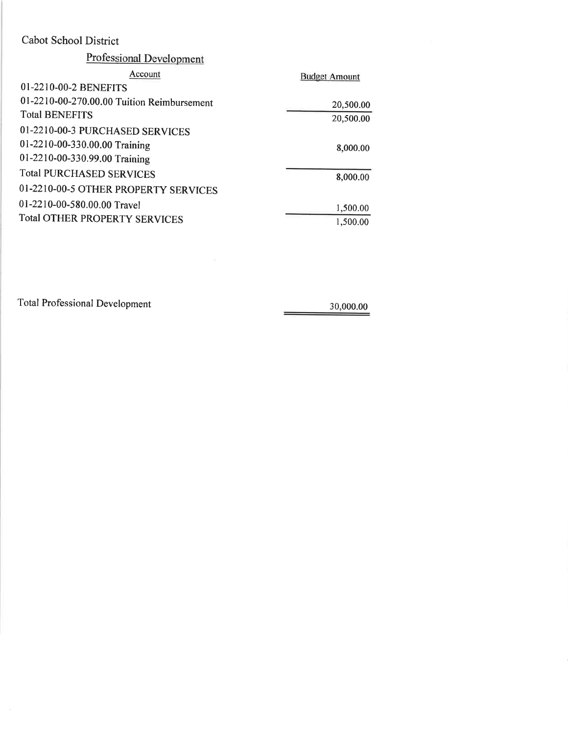Cabot School District

## Professional Development

| Account | Budget Amount |
|---|---|
| 01-2210-00-2 BENEFITS | |
| 01-2210-00-270.00.00 Tuition Reimbursement | 20,500.00 |
| Total BENEFITS | 20,500.00 |
| 01-2210-00-3 PURCHASED SERVICES | |
| 01-2210-00-330.00.00 Training | 8,000.00 |
| 01-2210-00-330.99.00 Training | |
| Total PURCHASED SERVICES | 8,000.00 |
| 01-2210-00-5 OTHER PROPERTY SERVICES | |
| 01-2210-00-580.00.00 Travel | 1,500.00 |
| Total OTHER PROPERTY SERVICES | 1,500.00 |
| | |
| Total Professional Development | 30,000.00 |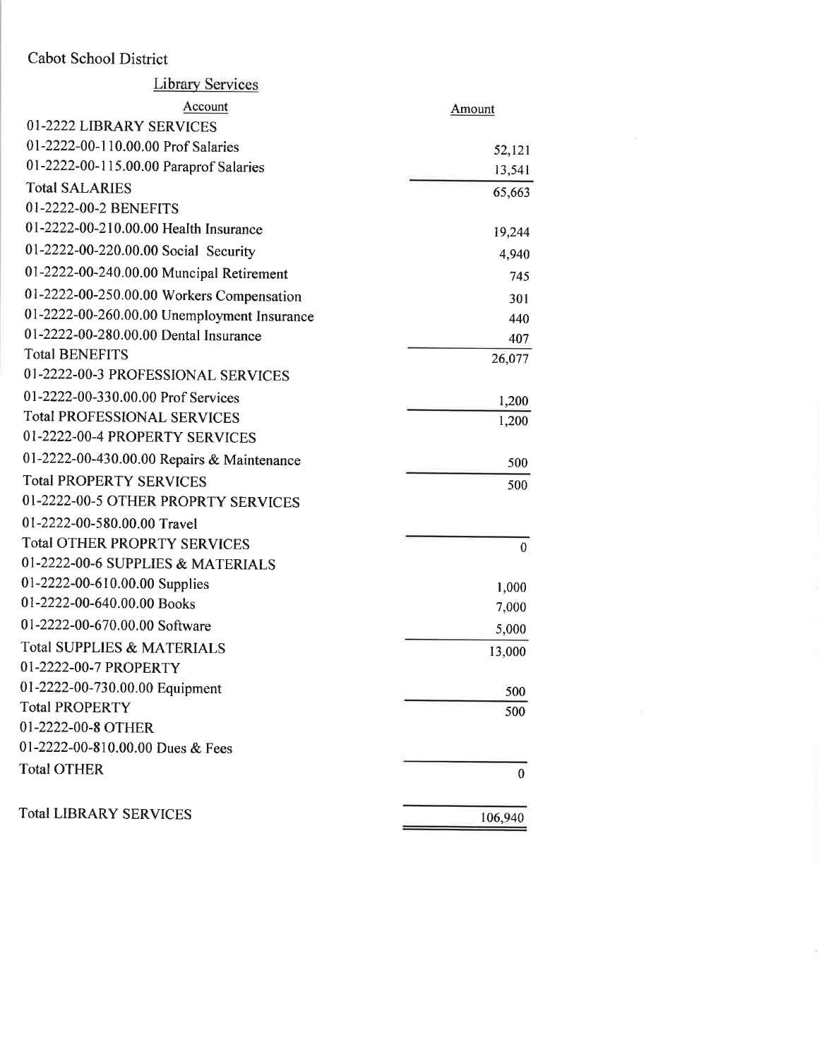Cabot School District

Library Services

| Account | Amount |
| --- | --- |
| 01-2222 LIBRARY SERVICES | |
| 01-2222-00-110.00.00 Prof Salaries | 52,121 |
| 01-2222-00-115.00.00 Paraprof Salaries | 13,541 |
| Total SALARIES | 65,663 |
| 01-2222-00-2 BENEFITS | |
| 01-2222-00-210.00.00 Health Insurance | 19,244 |
| 01-2222-00-220.00.00 Social Security | 4,940 |
| 01-2222-00-240.00.00 Muncipal Retirement | 745 |
| 01-2222-00-250.00.00 Workers Compensation | 301 |
| 01-2222-00-260.00.00 Unemployment Insurance | 440 |
| 01-2222-00-280.00.00 Dental Insurance | 407 |
| Total BENEFITS | 26,077 |
| 01-2222-00-3 PROFESSIONAL SERVICES | |
| 01-2222-00-330.00.00 Prof Services | 1,200 |
| Total PROFESSIONAL SERVICES | 1,200 |
| 01-2222-00-4 PROPERTY SERVICES | |
| 01-2222-00-430.00.00 Repairs & Maintenance | 500 |
| Total PROPERTY SERVICES | 500 |
| 01-2222-00-5 OTHER PROPRTY SERVICES | |
| 01-2222-00-580.00.00 Travel | |
| Total OTHER PROPRTY SERVICES | 0 |
| 01-2222-00-6 SUPPLIES & MATERIALS | |
| 01-2222-00-610.00.00 Supplies | 1,000 |
| 01-2222-00-640.00.00 Books | 7,000 |
| 01-2222-00-670.00.00 Software | 5,000 |
| Total SUPPLIES & MATERIALS | 13,000 |
| 01-2222-00-7 PROPERTY | |
| 01-2222-00-730.00.00 Equipment | 500 |
| Total PROPERTY | 500 |
| 01-2222-00-8 OTHER | |
| 01-2222-00-810.00.00 Dues & Fees | |
| Total OTHER | 0 |
| Total LIBRARY SERVICES | 106,940 |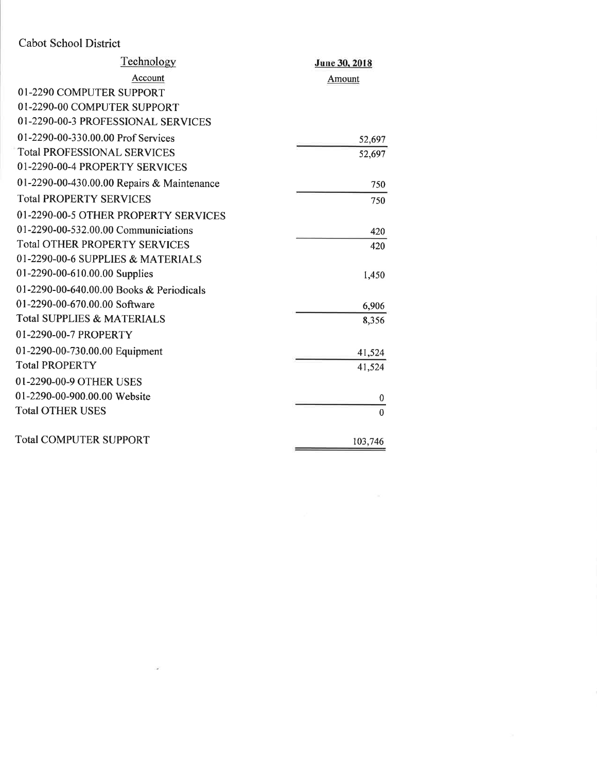Cabot School District

| Technology | June 30, 2018 |
| --- | --- |
| Account | Amount |
| 01-2290 COMPUTER SUPPORT | |
| 01-2290-00 COMPUTER SUPPORT | |
| 01-2290-00-3 PROFESSIONAL SERVICES | |
| 01-2290-00-330.00.00 Prof Services | 52,697 |
| Total PROFESSIONAL SERVICES | 52,697 |
| 01-2290-00-4 PROPERTY SERVICES | |
| 01-2290-00-430.00.00 Repairs & Maintenance | 750 |
| Total PROPERTY SERVICES | 750 |
| 01-2290-00-5 OTHER PROPERTY SERVICES | |
| 01-2290-00-532.00.00 Communiciations | 420 |
| Total OTHER PROPERTY SERVICES | 420 |
| 01-2290-00-6 SUPPLIES & MATERIALS | |
| 01-2290-00-610.00.00 Supplies | 1,450 |
| 01-2290-00-640.00.00 Books & Periodicals | |
| 01-2290-00-670.00.00 Software | 6,906 |
| Total SUPPLIES & MATERIALS | 8,356 |
| 01-2290-00-7 PROPERTY | |
| 01-2290-00-730.00.00 Equipment | 41,524 |
| Total PROPERTY | 41,524 |
| 01-2290-00-9 OTHER USES | |
| 01-2290-00-900.00.00 Website | 0 |
| Total OTHER USES | 0 |
| Total COMPUTER SUPPORT | 103,746 |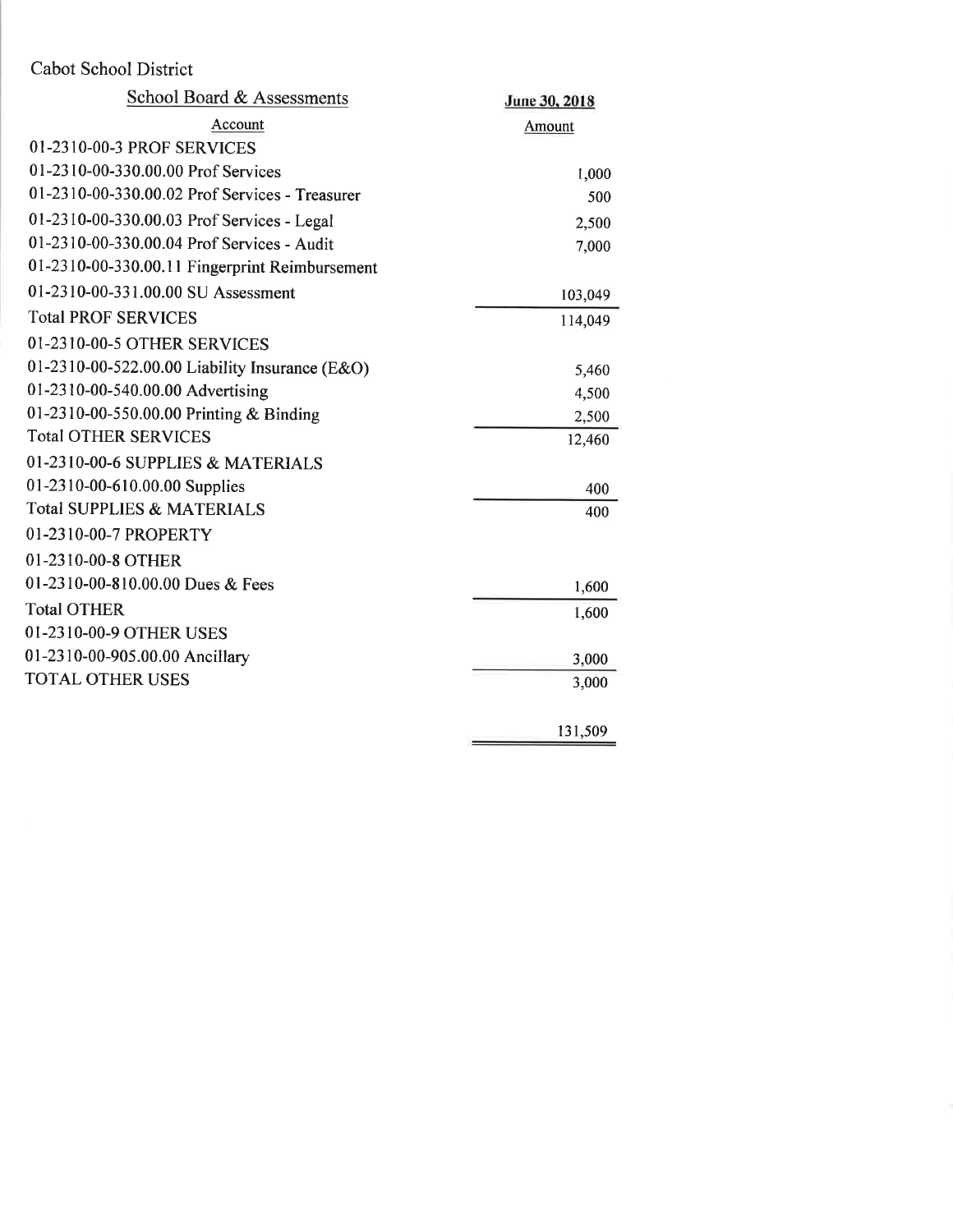Cabot School District

| School Board & Assessments | June 30, 2018 |
|---|---|
| Account | Amount |
| 01-2310-00-3 PROF SERVICES | |
| 01-2310-00-330.00.00 Prof Services | 1,000 |
| 01-2310-00-330.00.02 Prof Services - Treasurer | 500 |
| 01-2310-00-330.00.03 Prof Services - Legal | 2,500 |
| 01-2310-00-330.00.04 Prof Services - Audit | 7,000 |
| 01-2310-00-330.00.11 Fingerprint Reimbursement | |
| 01-2310-00-331.00.00 SU Assessment | 103,049 |
| Total PROF SERVICES | 114,049 |
| 01-2310-00-5 OTHER SERVICES | |
| 01-2310-00-522.00.00 Liability Insurance (E&O) | 5,460 |
| 01-2310-00-540.00.00 Advertising | 4,500 |
| 01-2310-00-550.00.00 Printing & Binding | 2,500 |
| Total OTHER SERVICES | 12,460 |
| 01-2310-00-6 SUPPLIES & MATERIALS | |
| 01-2310-00-610.00.00 Supplies | 400 |
| Total SUPPLIES & MATERIALS | 400 |
| 01-2310-00-7 PROPERTY | |
| 01-2310-00-8 OTHER | |
| 01-2310-00-810.00.00 Dues & Fees | 1,600 |
| Total OTHER | 1,600 |
| 01-2310-00-9 OTHER USES | |
| 01-2310-00-905.00.00 Ancillary | 3,000 |
| TOTAL OTHER USES | 3,000 |
| | 131,509 |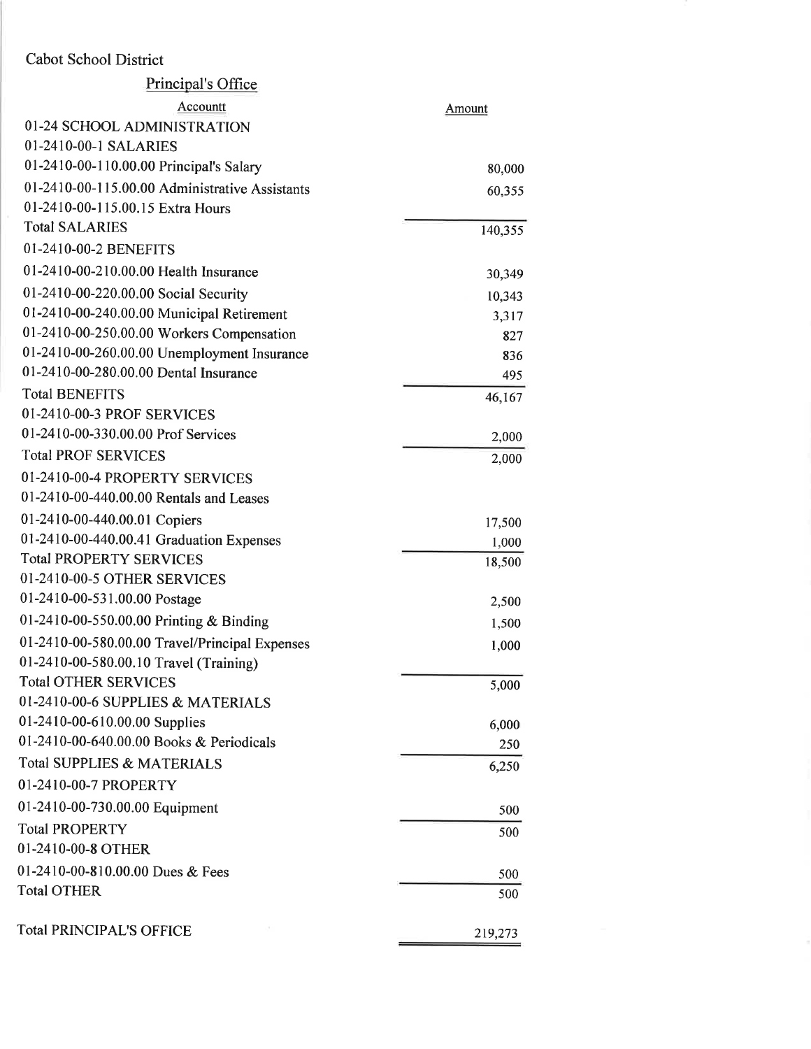Cabot School District

## Principal's Office

| Accountt | Amount |
|---|---|
| 01-24 SCHOOL ADMINISTRATION | |
| 01-2410-00-1 SALARIES | |
| 01-2410-00-110.00.00 Principal's Salary | 80,000 |
| 01-2410-00-115.00.00 Administrative Assistants | 60,355 |
| 01-2410-00-115.00.15 Extra Hours | |
| Total SALARIES | 140,355 |
| 01-2410-00-2 BENEFITS | |
| 01-2410-00-210.00.00 Health Insurance | 30,349 |
| 01-2410-00-220.00.00 Social Security | 10,343 |
| 01-2410-00-240.00.00 Municipal Retirement | 3,317 |
| 01-2410-00-250.00.00 Workers Compensation | 827 |
| 01-2410-00-260.00.00 Unemployment Insurance | 836 |
| 01-2410-00-280.00.00 Dental Insurance | 495 |
| Total BENEFITS | 46,167 |
| 01-2410-00-3 PROF SERVICES | |
| 01-2410-00-330.00.00 Prof Services | 2,000 |
| Total PROF SERVICES | 2,000 |
| 01-2410-00-4 PROPERTY SERVICES | |
| 01-2410-00-440.00.00 Rentals and Leases | |
| 01-2410-00-440.00.01 Copiers | 17,500 |
| 01-2410-00-440.00.41 Graduation Expenses | 1,000 |
| Total PROPERTY SERVICES | 18,500 |
| 01-2410-00-5 OTHER SERVICES | |
| 01-2410-00-531.00.00 Postage | 2,500 |
| 01-2410-00-550.00.00 Printing & Binding | 1,500 |
| 01-2410-00-580.00.00 Travel/Principal Expenses | 1,000 |
| 01-2410-00-580.00.10 Travel (Training) | |
| Total OTHER SERVICES | 5,000 |
| 01-2410-00-6 SUPPLIES & MATERIALS | |
| 01-2410-00-610.00.00 Supplies | 6,000 |
| 01-2410-00-640.00.00 Books & Periodicals | 250 |
| Total SUPPLIES & MATERIALS | 6,250 |
| 01-2410-00-7 PROPERTY | |
| 01-2410-00-730.00.00 Equipment | 500 |
| Total PROPERTY | 500 |
| 01-2410-00-8 OTHER | |
| 01-2410-00-810.00.00 Dues & Fees | 500 |
| Total OTHER | 500 |
| Total PRINCIPAL'S OFFICE | 219,273 |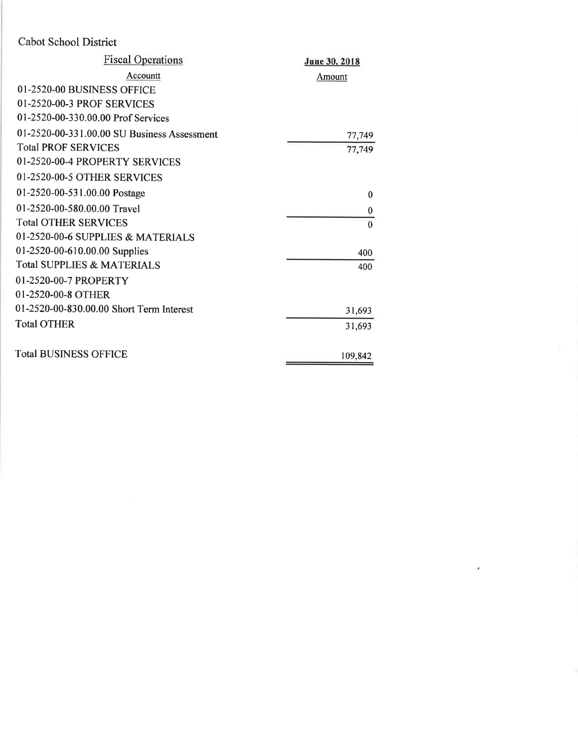Cabot School District

| Fiscal Operations | June 30, 2018 |
|---|---|
| Accountt | Amount |
| 01-2520-00 BUSINESS OFFICE | |
| 01-2520-00-3 PROF SERVICES | |
| 01-2520-00-330.00.00 Prof Services | |
| 01-2520-00-331.00.00 SU Business Assessment | 77,749 |
| Total PROF SERVICES | 77,749 |
| 01-2520-00-4 PROPERTY SERVICES | |
| 01-2520-00-5 OTHER SERVICES | |
| 01-2520-00-531.00.00 Postage | 0 |
| 01-2520-00-580.00.00 Travel | 0 |
| Total OTHER SERVICES | 0 |
| 01-2520-00-6 SUPPLIES & MATERIALS | |
| 01-2520-00-610.00.00 Supplies | 400 |
| Total SUPPLIES & MATERIALS | 400 |
| 01-2520-00-7 PROPERTY | |
| 01-2520-00-8 OTHER | |
| 01-2520-00-830.00.00 Short Term Interest | 31,693 |
| Total OTHER | 31,693 |
| Total BUSINESS OFFICE | 109,842 |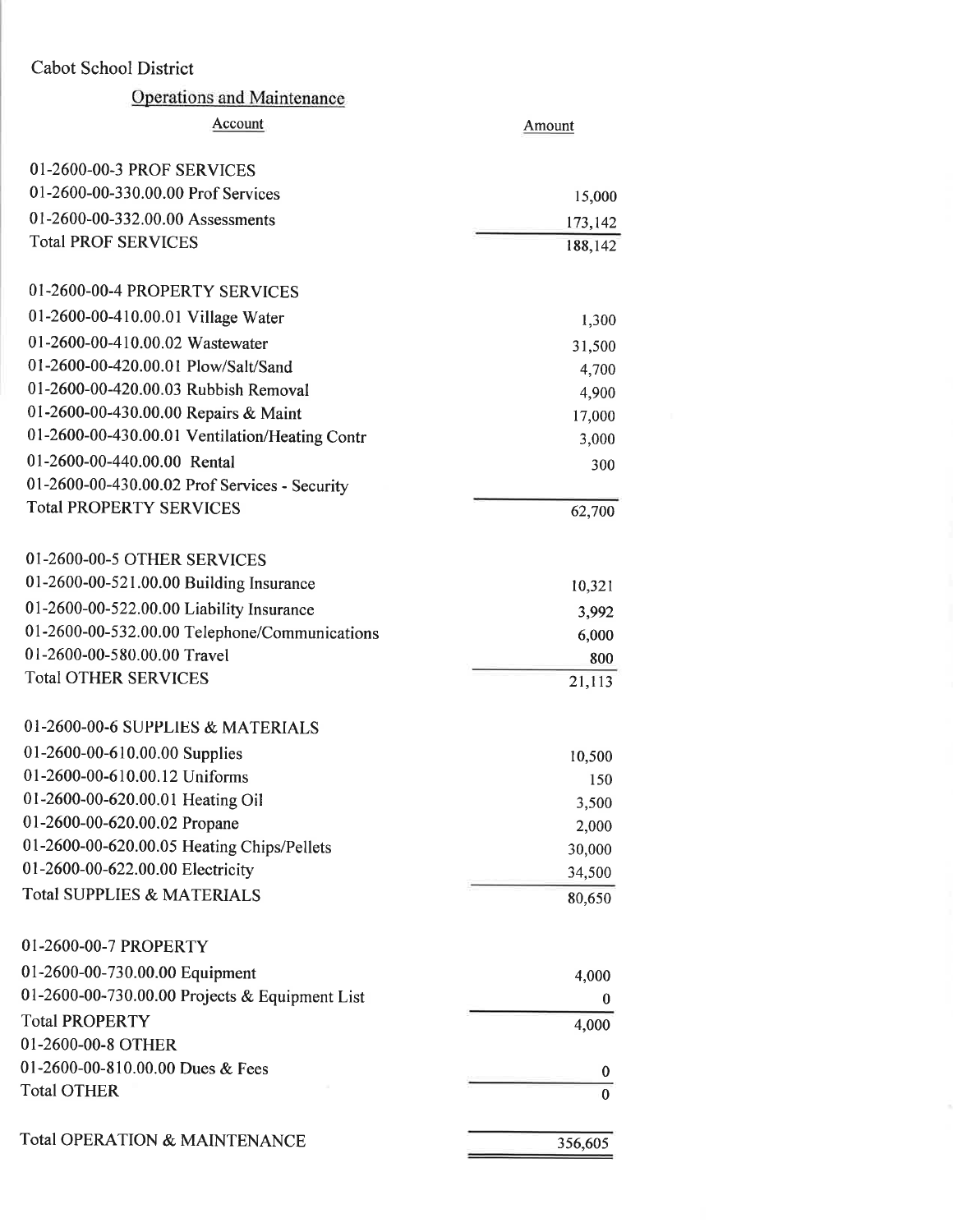Cabot School District

## Operations and Maintenance

| Account | Amount |
|---|---|
| 01-2600-00-3 PROF SERVICES | |
| 01-2600-00-330.00.00 Prof Services | 15,000 |
| 01-2600-00-332.00.00 Assessments | 173,142 |
| Total PROF SERVICES | 188,142 |
| | |
| 01-2600-00-4 PROPERTY SERVICES | |
| 01-2600-00-410.00.01 Village Water | 1,300 |
| 01-2600-00-410.00.02 Wastewater | 31,500 |
| 01-2600-00-420.00.01 Plow/Salt/Sand | 4,700 |
| 01-2600-00-420.00.03 Rubbish Removal | 4,900 |
| 01-2600-00-430.00.00 Repairs & Maint | 17,000 |
| 01-2600-00-430.00.01 Ventilation/Heating Contr | 3,000 |
| 01-2600-00-440.00.00 Rental | 300 |
| 01-2600-00-430.00.02 Prof Services - Security | |
| Total PROPERTY SERVICES | 62,700 |
| | |
| 01-2600-00-5 OTHER SERVICES | |
| 01-2600-00-521.00.00 Building Insurance | 10,321 |
| 01-2600-00-522.00.00 Liability Insurance | 3,992 |
| 01-2600-00-532.00.00 Telephone/Communications | 6,000 |
| 01-2600-00-580.00.00 Travel | 800 |
| Total OTHER SERVICES | 21,113 |
| | |
| 01-2600-00-6 SUPPLIES & MATERIALS | |
| 01-2600-00-610.00.00 Supplies | 10,500 |
| 01-2600-00-610.00.12 Uniforms | 150 |
| 01-2600-00-620.00.01 Heating Oil | 3,500 |
| 01-2600-00-620.00.02 Propane | 2,000 |
| 01-2600-00-620.00.05 Heating Chips/Pellets | 30,000 |
| 01-2600-00-622.00.00 Electricity | 34,500 |
| Total SUPPLIES & MATERIALS | 80,650 |
| | |
| 01-2600-00-7 PROPERTY | |
| 01-2600-00-730.00.00 Equipment | 4,000 |
| 01-2600-00-730.00.00 Projects & Equipment List | 0 |
| Total PROPERTY | 4,000 |
| 01-2600-00-8 OTHER | |
| 01-2600-00-810.00.00 Dues & Fees | 0 |
| Total OTHER | 0 |
| | |
| Total OPERATION & MAINTENANCE | 356,605 |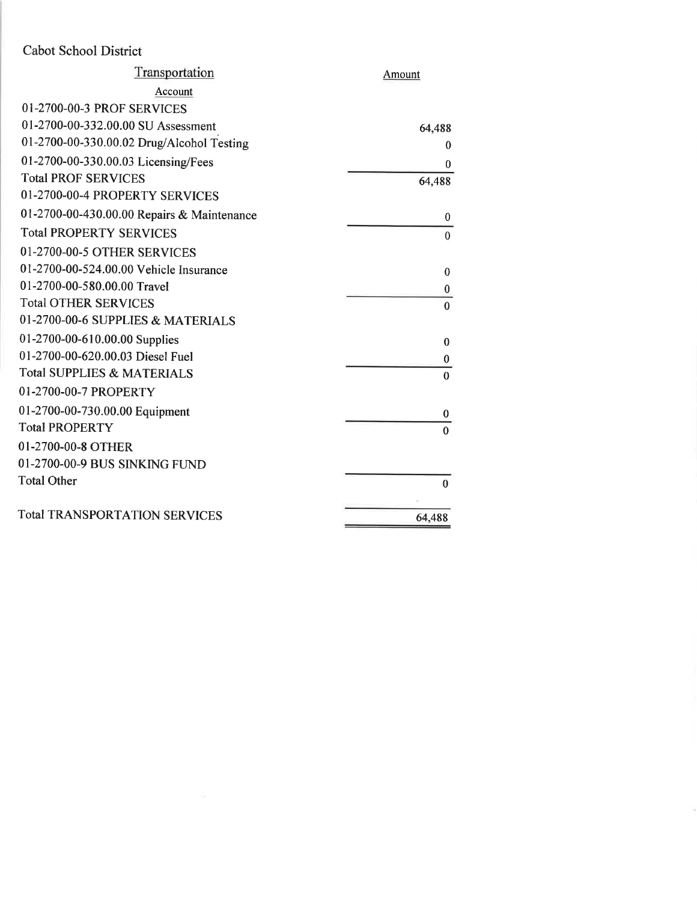Cabot School District

| Transportation<br>Account | Amount |
|---|---|
| 01-2700-00-3 PROF SERVICES | |
| 01-2700-00-332.00.00 SU Assessment | 64,488 |
| 01-2700-00-330.00.02 Drug/Alcohol Testing | 0 |
| 01-2700-00-330.00.03 Licensing/Fees | 0 |
| Total PROF SERVICES | 64,488 |
| 01-2700-00-4 PROPERTY SERVICES | |
| 01-2700-00-430.00.00 Repairs & Maintenance | 0 |
| Total PROPERTY SERVICES | 0 |
| 01-2700-00-5 OTHER SERVICES | |
| 01-2700-00-524.00.00 Vehicle Insurance | 0 |
| 01-2700-00-580.00.00 Travel | 0 |
| Total OTHER SERVICES | 0 |
| 01-2700-00-6 SUPPLIES & MATERIALS | |
| 01-2700-00-610.00.00 Supplies | 0 |
| 01-2700-00-620.00.03 Diesel Fuel | 0 |
| Total SUPPLIES & MATERIALS | 0 |
| 01-2700-00-7 PROPERTY | |
| 01-2700-00-730.00.00 Equipment | 0 |
| Total PROPERTY | 0 |
| 01-2700-00-8 OTHER | |
| 01-2700-00-9 BUS SINKING FUND | |
| Total Other | 0 |
| Total TRANSPORTATION SERVICES | 64,488 |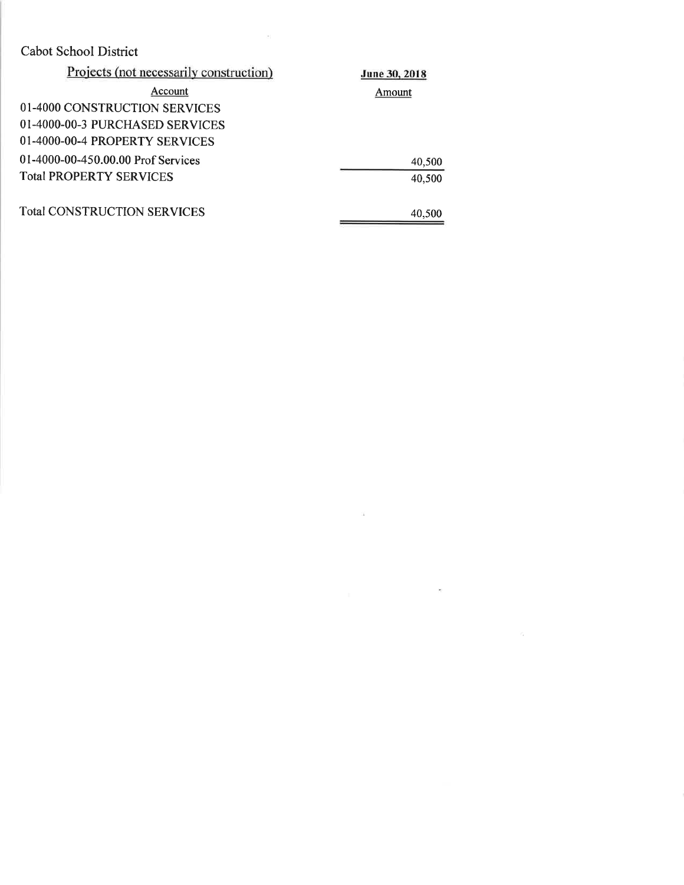Cabot School District

| Projects (not necessarily construction) | June 30, 2018 |
|---|---|
| Account | Amount |
| 01-4000 CONSTRUCTION SERVICES | |
| 01-4000-00-3 PURCHASED SERVICES | |
| 01-4000-00-4 PROPERTY SERVICES | |
| 01-4000-00-450.00.00 Prof Services | 40,500 |
| Total PROPERTY SERVICES | 40,500 |
| | |
| Total CONSTRUCTION SERVICES | 40,500 |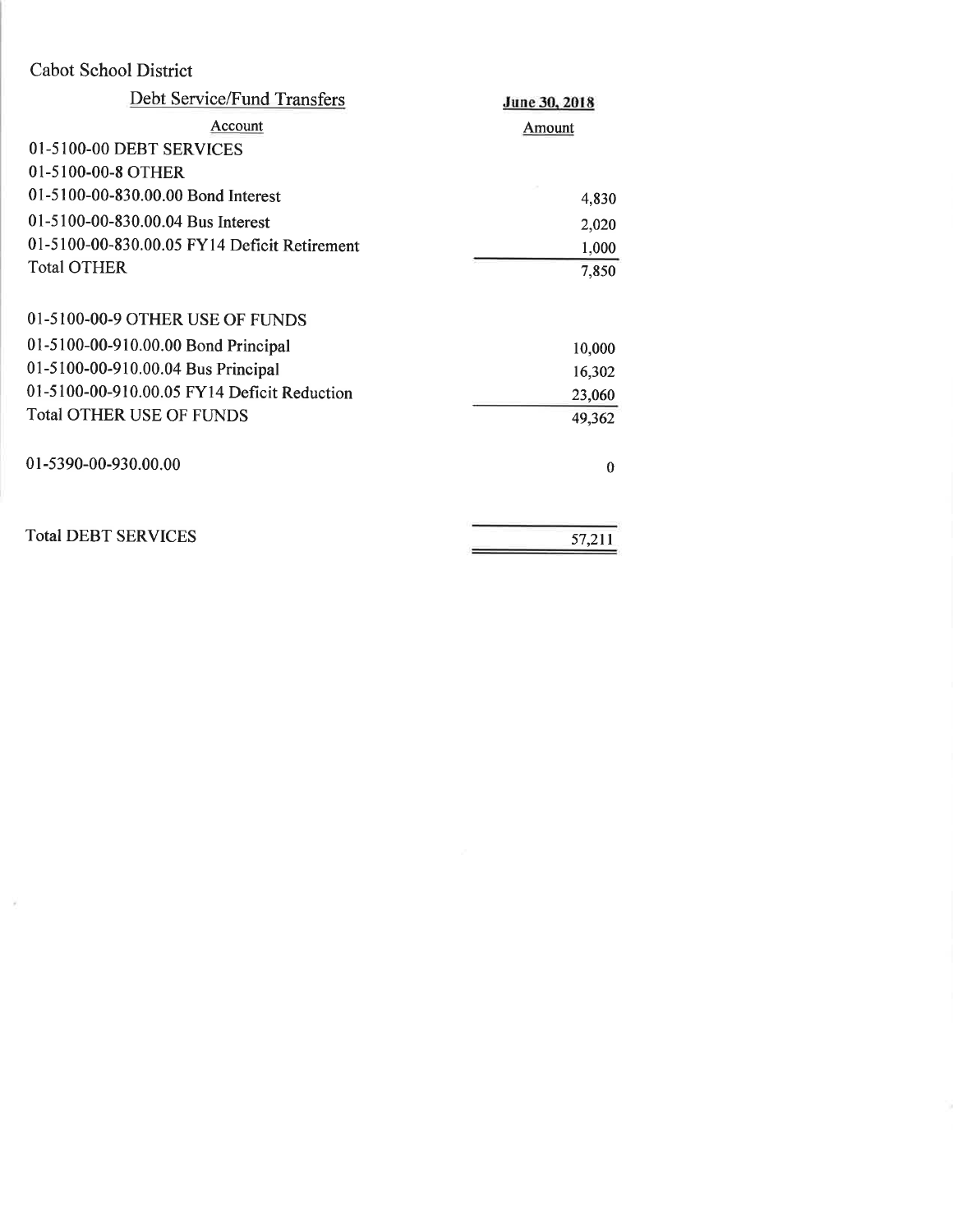Cabot School District

| Debt Service/Fund Transfers | June 30, 2018 |
|---|---|
| Account | Amount |
| 01-5100-00 DEBT SERVICES | |
| 01-5100-00-8 OTHER | |
| 01-5100-00-830.00.00 Bond Interest | 4,830 |
| 01-5100-00-830.00.04 Bus Interest | 2,020 |
| 01-5100-00-830.00.05 FY14 Deficit Retirement | 1,000 |
| Total OTHER | 7,850 |
| | |
| 01-5100-00-9 OTHER USE OF FUNDS | |
| 01-5100-00-910.00.00 Bond Principal | 10,000 |
| 01-5100-00-910.00.04 Bus Principal | 16,302 |
| 01-5100-00-910.00.05 FY14 Deficit Reduction | 23,060 |
| Total OTHER USE OF FUNDS | 49,362 |
| | |
| 01-5390-00-930.00.00 | 0 |
| | |
| Total DEBT SERVICES | 57,211 |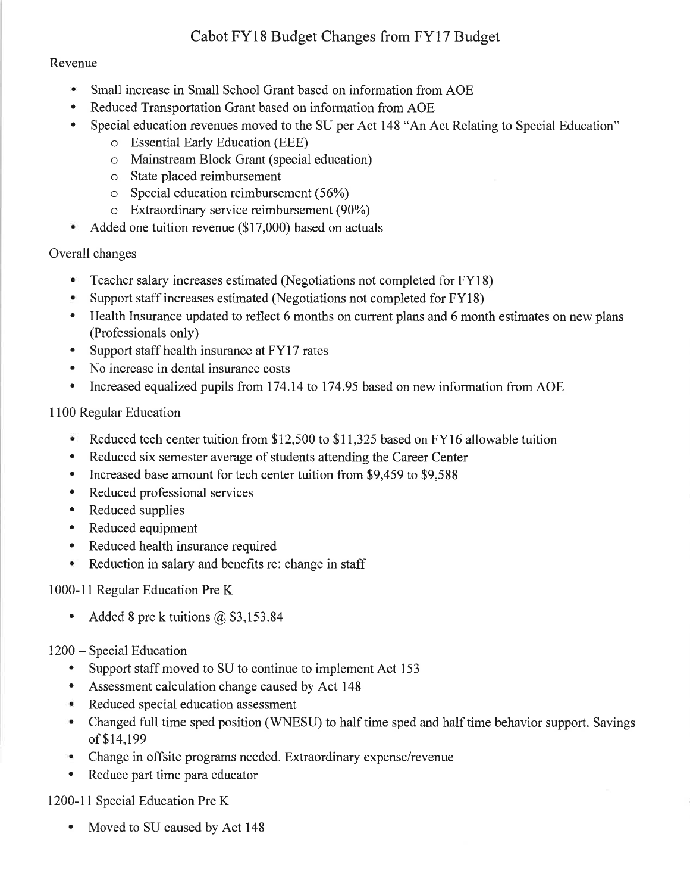# Cabot FY18 Budget Changes from FY17 Budget

Revenue

- Small increase in Small School Grant based on information from AOE
- Reduced Transportation Grant based on information from AOE
- Special education revenues moved to the SU per Act 148 "An Act Relating to Special Education"
  - Essential Early Education (EEE)
  - Mainstream Block Grant (special education)
  - State placed reimbursement
  - Special education reimbursement (56%)
  - Extraordinary service reimbursement (90%)
- Added one tuition revenue ($17,000) based on actuals

Overall changes

- Teacher salary increases estimated (Negotiations not completed for FY18)
- Support staff increases estimated (Negotiations not completed for FY18)
- Health Insurance updated to reflect 6 months on current plans and 6 month estimates on new plans (Professionals only)
- Support staff health insurance at FY17 rates
- No increase in dental insurance costs
- Increased equalized pupils from 174.14 to 174.95 based on new information from AOE

1100 Regular Education

- Reduced tech center tuition from $12,500 to $11,325 based on FY16 allowable tuition
- Reduced six semester average of students attending the Career Center
- Increased base amount for tech center tuition from $9,459 to $9,588
- Reduced professional services
- Reduced supplies
- Reduced equipment
- Reduced health insurance required
- Reduction in salary and benefits re: change in staff

1000-11 Regular Education Pre K

- Added 8 pre k tuitions @ $3,153.84

1200 – Special Education

- Support staff moved to SU to continue to implement Act 153
- Assessment calculation change caused by Act 148
- Reduced special education assessment
- Changed full time sped position (WNESU) to half time sped and half time behavior support. Savings of $14,199
- Change in offsite programs needed. Extraordinary expense/revenue
- Reduce part time para educator

1200-11 Special Education Pre K

- Moved to SU caused by Act 148